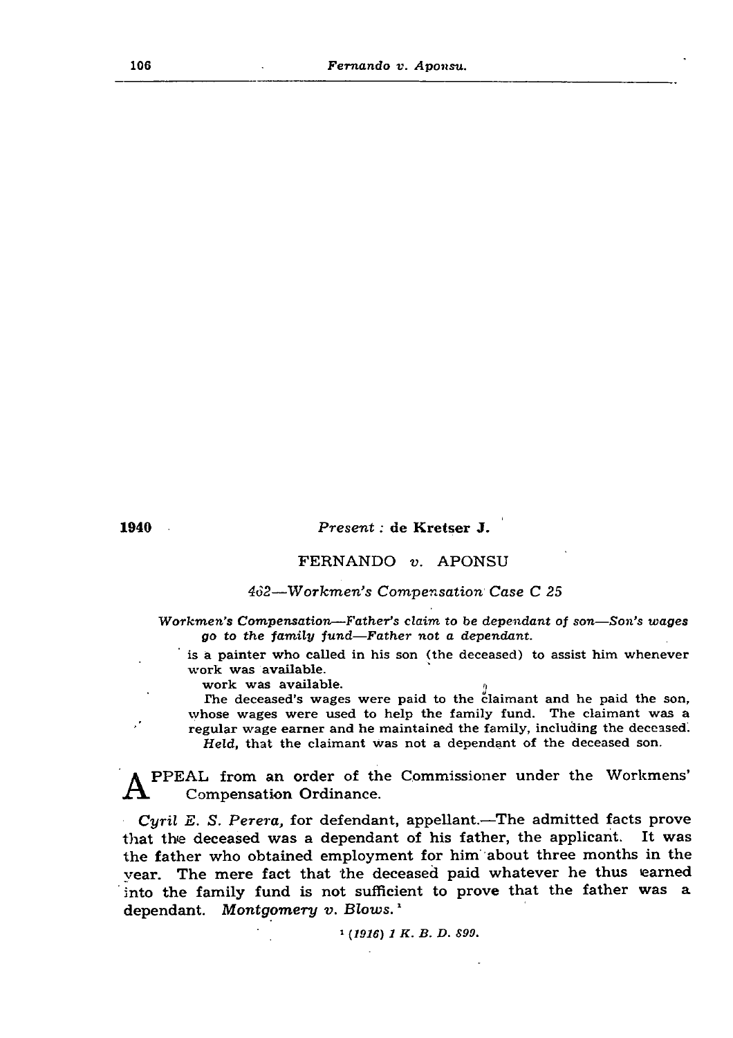1940

*Present* : **de Kretser J.**

FERNANDO *v.* APONSU

*462—Workmen's Compensation Case C 25*

*Workmen's Compensation—Father's claim to be dependant of son—Son's wages go to the family fund—Father not a dependant.*

is a painter who called in his son (the deceased) to assist him whenever work was available.

work was available.

The deceased's wages were paid to the claimant and he paid the son, whose wages were used to help the family fund. The claimant was a regular wage earner and he maintained the family, including the deceased.

*Held*, that the claimant was not a dependant of the deceased son.

APPEAL from an order of the Commissioner under the Workmens' Compensation Ordinance.

*Cyril E. S. Perera*, for defendant, appellant.—The admitted facts prove that the deceased was a dependant of his father, the applicant. It was the father who obtained employment for him about three months in the year. The mere fact that the deceased paid whatever he thus earned into the family fund is not sufficient to prove that the father was a dependant. *Montgomery v. Blows.* [1]

[1] *(1916) 1 K. B. D. 899.*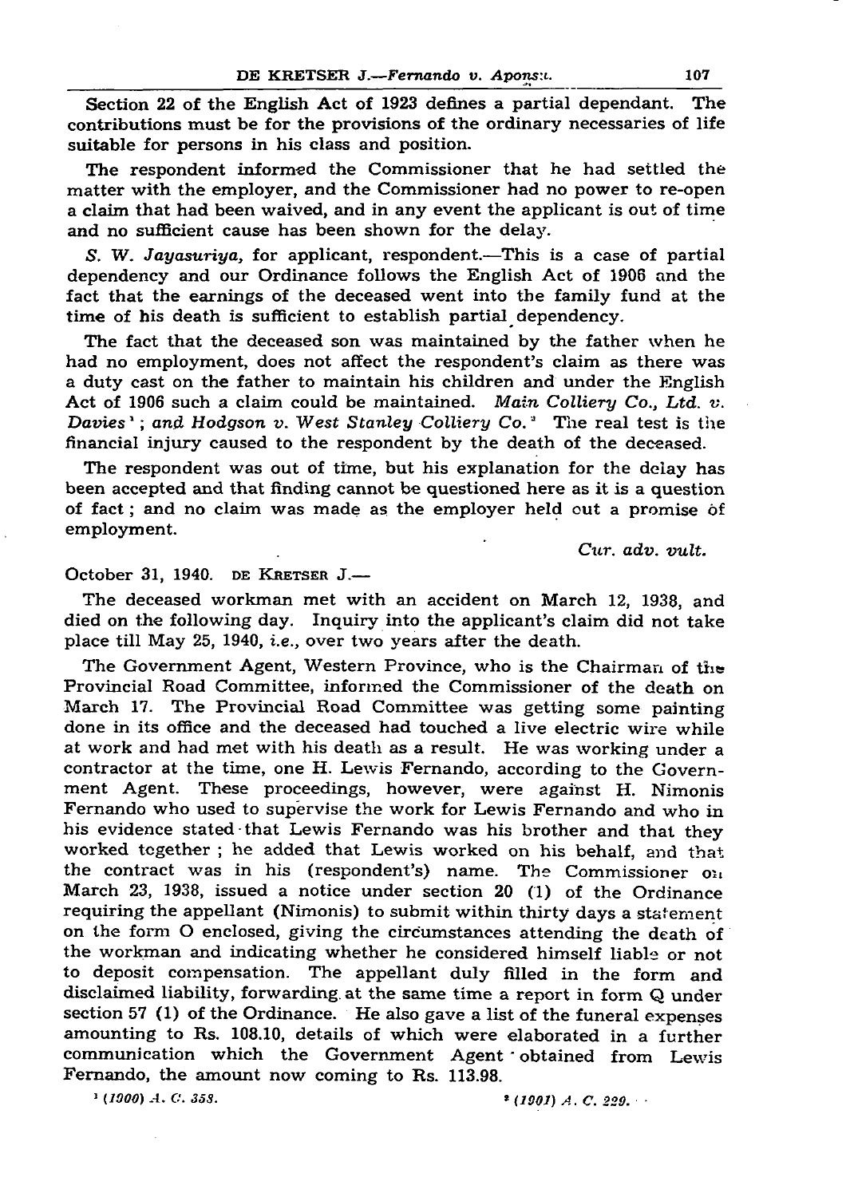Section 22 of the English Act of 1923 defines a partial dependant. The contributions must be for the provisions of the ordinary necessaries of life suitable for persons in his class and position.

The respondent informed the Commissioner that he had settled the matter with the employer, and the Commissioner had no power to re-open a claim that had been waived, and in any event the applicant is out of time and no sufficient cause has been shown for the delay.

*S. W. Jayasuriya*, for applicant, respondent.—This is a case of partial dependency and our Ordinance follows the English Act of 1906 and the fact that the earnings of the deceased went into the family fund at the time of his death is sufficient to establish partial dependency.

The fact that the deceased son was maintained by the father when he had no employment, does not affect the respondent's claim as there was a duty cast on the father to maintain his children and under the English Act of 1906 such a claim could be maintained. *Main Colliery Co., Ltd. v. Davies*[1]; *and Hodgson v. West Stanley Colliery Co.*[2] The real test is the financial injury caused to the respondent by the death of the deceased.

The respondent was out of time, but his explanation for the delay has been accepted and that finding cannot be questioned here as it is a question of fact; and no claim was made as the employer held out a promise of employment.

*Cur. adv. vult.*

October 31, 1940. DE KRETSER J.—

The deceased workman met with an accident on March 12, 1938, and died on the following day. Inquiry into the applicant's claim did not take place till May 25, 1940, *i.e.*, over two years after the death.

The Government Agent, Western Province, who is the Chairman of the Provincial Road Committee, informed the Commissioner of the death on March 17. The Provincial Road Committee was getting some painting done in its office and the deceased had touched a live electric wire while at work and had met with his death as a result. He was working under a contractor at the time, one H. Lewis Fernando, according to the Government Agent. These proceedings, however, were against H. Nimonis Fernando who used to supervise the work for Lewis Fernando and who in his evidence stated that Lewis Fernando was his brother and that they worked together; he added that Lewis worked on his behalf, and that the contract was in his (respondent's) name. The Commissioner on March 23, 1938, issued a notice under section 20 (1) of the Ordinance requiring the appellant (Nimonis) to submit within thirty days a statement on the form O enclosed, giving the circumstances attending the death of the workman and indicating whether he considered himself liable or not to deposit compensation. The appellant duly filled in the form and disclaimed liability, forwarding at the same time a report in form Q under section 57 (1) of the Ordinance. He also gave a list of the funeral expenses amounting to Rs. 108.10, details of which were elaborated in a further communication which the Government Agent obtained from Lewis Fernando, the amount now coming to Rs. 113.98.

[1] *(1900) A. C. 358.*

[2] *(1901) A. C. 229.*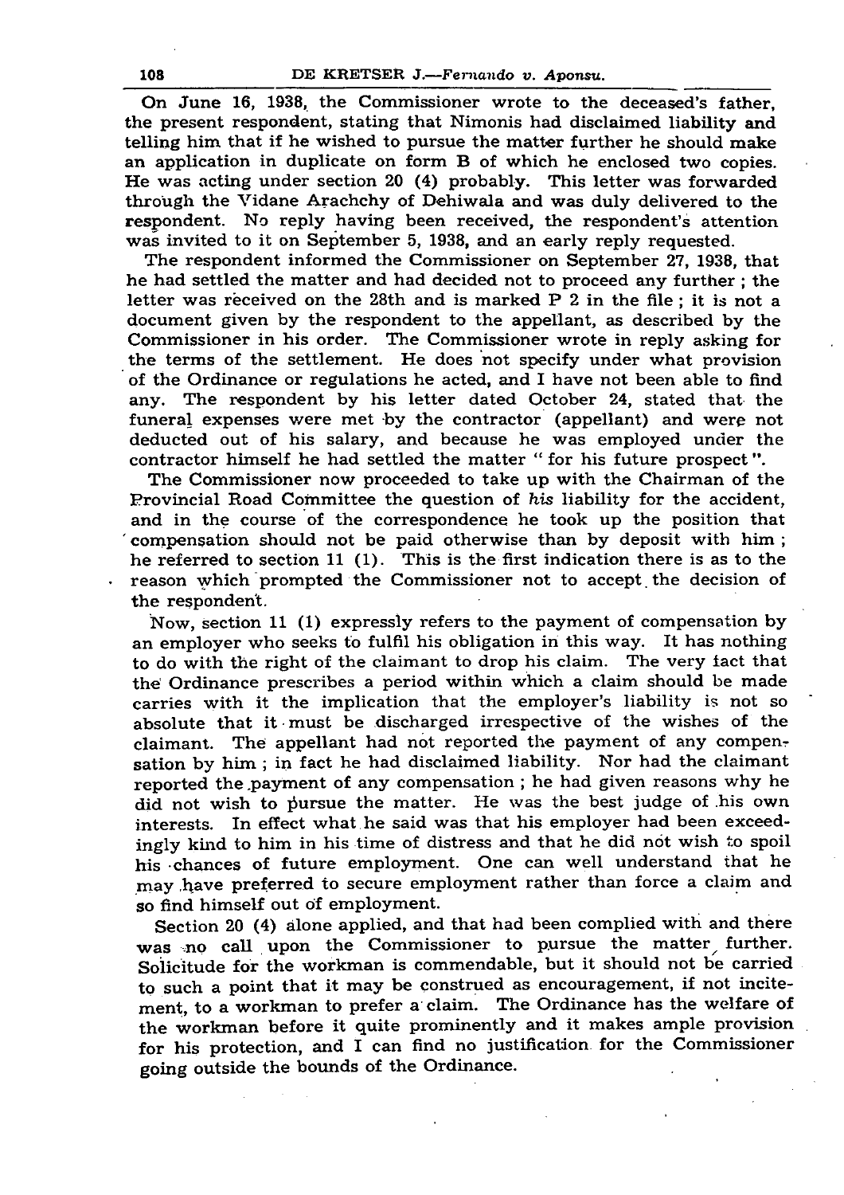On June 16, 1938, the Commissioner wrote to the deceased's father, the present respondent, stating that Nimonis had disclaimed liability and telling him that if he wished to pursue the matter further he should make an application in duplicate on form B of which he enclosed two copies. He was acting under section 20 (4) probably. This letter was forwarded through the Vidane Arachchy of Dehiwala and was duly delivered to the respondent. No reply having been received, the respondent's attention was invited to it on September 5, 1938, and an early reply requested.

The respondent informed the Commissioner on September 27, 1938, that he had settled the matter and had decided not to proceed any further; the letter was received on the 28th and is marked P 2 in the file; it is not a document given by the respondent to the appellant, as described by the Commissioner in his order. The Commissioner wrote in reply asking for the terms of the settlement. He does not specify under what provision of the Ordinance or regulations he acted, and I have not been able to find any. The respondent by his letter dated October 24, stated that the funeral expenses were met by the contractor (appellant) and were not deducted out of his salary, and because he was employed under the contractor himself he had settled the matter " for his future prospect ".

The Commissioner now proceeded to take up with the Chairman of the Provincial Road Committee the question of *his* liability for the accident, and in the course of the correspondence he took up the position that compensation should not be paid otherwise than by deposit with him; he referred to section 11 (1). This is the first indication there is as to the reason which prompted the Commissioner not to accept the decision of the respondent.

Now, section 11 (1) expressly refers to the payment of compensation by an employer who seeks to fulfil his obligation in this way. It has nothing to do with the right of the claimant to drop his claim. The very fact that the Ordinance prescribes a period within which a claim should be made carries with it the implication that the employer's liability is not so absolute that it must be discharged irrespective of the wishes of the claimant. The appellant had not reported the payment of any compensation by him; in fact he had disclaimed liability. Nor had the claimant reported the payment of any compensation; he had given reasons why he did not wish to pursue the matter. He was the best judge of his own interests. In effect what he said was that his employer had been exceedingly kind to him in his time of distress and that he did not wish to spoil his chances of future employment. One can well understand that he may have preferred to secure employment rather than force a claim and so find himself out of employment.

Section 20 (4) alone applied, and that had been complied with and there was no call upon the Commissioner to pursue the matter further. Solicitude for the workman is commendable, but it should not be carried to such a point that it may be construed as encouragement, if not incitement, to a workman to prefer a claim. The Ordinance has the welfare of the workman before it quite prominently and it makes ample provision for his protection, and I can find no justification for the Commissioner going outside the bounds of the Ordinance.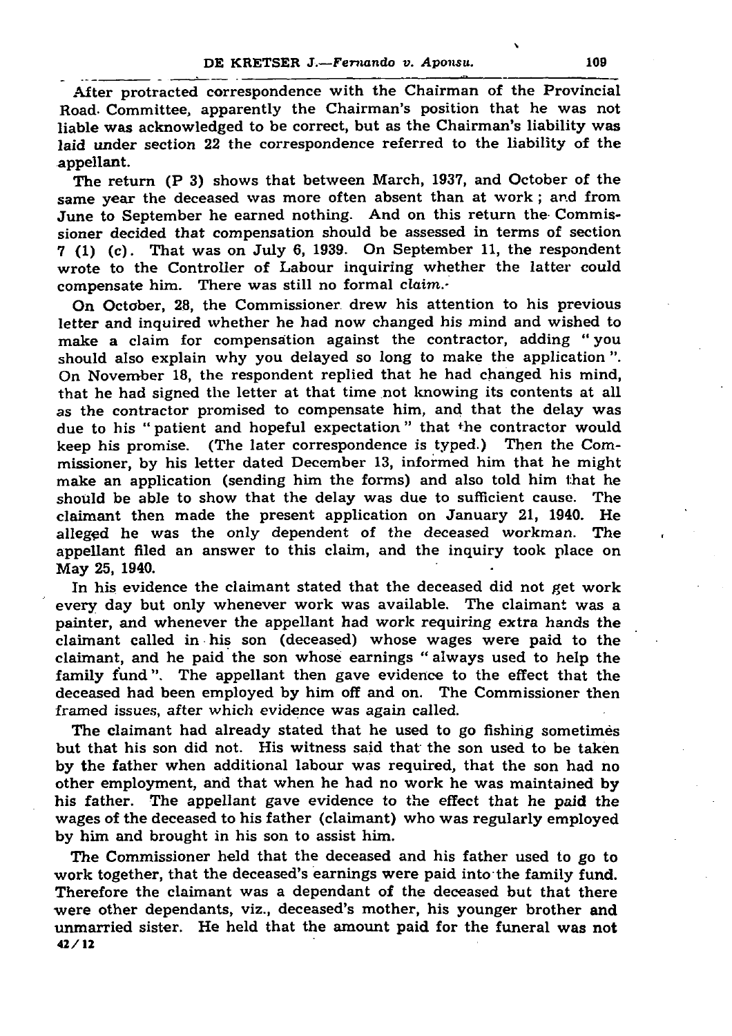After protracted correspondence with the Chairman of the Provincial Road Committee, apparently the Chairman's position that he was not liable was acknowledged to be correct, but as the Chairman's liability was laid under section 22 the correspondence referred to the liability of the appellant.

The return (P 3) shows that between March, 1937, and October of the same year the deceased was more often absent than at work; and from June to September he earned nothing. And on this return the Commissioner decided that compensation should be assessed in terms of section 7 (1) (c). That was on July 6, 1939. On September 11, the respondent wrote to the Controller of Labour inquiring whether the latter could compensate him. There was still no formal *claim*.

On October, 28, the Commissioner drew his attention to his previous letter and inquired whether he had now changed his mind and wished to make a claim for compensation against the contractor, adding "you should also explain why you delayed so long to make the application". On November 18, the respondent replied that he had changed his mind, that he had signed the letter at that time not knowing its contents at all as the contractor promised to compensate him, and that the delay was due to his "patient and hopeful expectation" that the contractor would keep his promise. (The later correspondence is typed.) Then the Commissioner, by his letter dated December 13, informed him that he might make an application (sending him the forms) and also told him that he should be able to show that the delay was due to sufficient cause. The claimant then made the present application on January 21, 1940. He alleged he was the only dependent of the deceased workman. The appellant filed an answer to this claim, and the inquiry took place on May 25, 1940.

In his evidence the claimant stated that the deceased did not get work every day but only whenever work was available. The claimant was a painter, and whenever the appellant had work requiring extra hands the claimant called in his son (deceased) whose wages were paid to the claimant, and he paid the son whose earnings "always used to help the family fund". The appellant then gave evidence to the effect that the deceased had been employed by him off and on. The Commissioner then framed issues, after which evidence was again called.

The claimant had already stated that he used to go fishing sometimes but that his son did not. His witness said that the son used to be taken by the father when additional labour was required, that the son had no other employment, and that when he had no work he was maintained by his father. The appellant gave evidence to the effect that he paid the wages of the deceased to his father (claimant) who was regularly employed by him and brought in his son to assist him.

The Commissioner held that the deceased and his father used to go to work together, that the deceased's earnings were paid into the family fund. Therefore the claimant was a dependant of the deceased but that there were other dependants, viz., deceased's mother, his younger brother and unmarried sister. He held that the amount paid for the funeral was not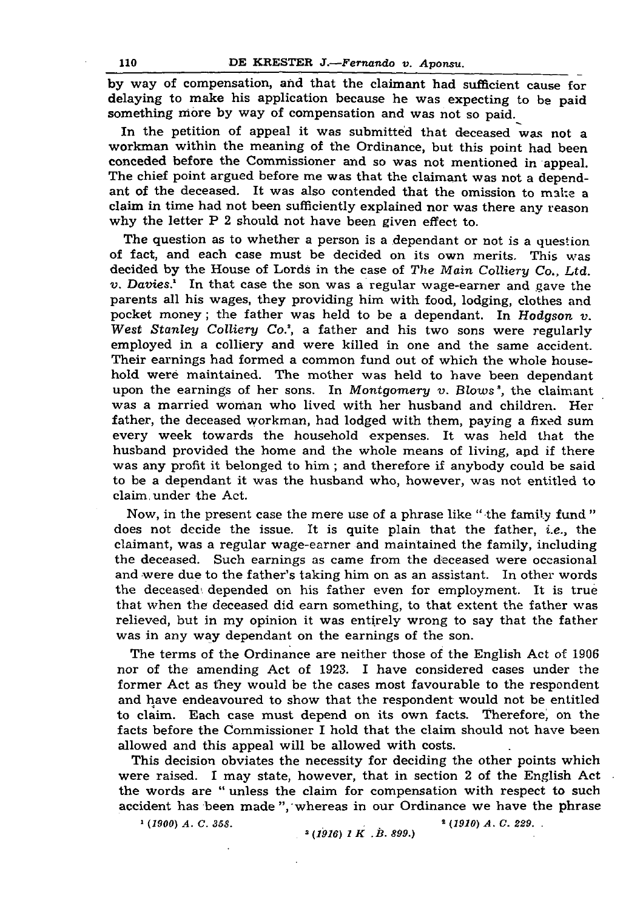by way of compensation, and that the claimant had sufficient cause for delaying to make his application because he was expecting to be paid something more by way of compensation and was not so paid.

In the petition of appeal it was submitted that deceased was not a workman within the meaning of the Ordinance, but this point had been conceded before the Commissioner and so was not mentioned in appeal. The chief point argued before me was that the claimant was not a dependant of the deceased. It was also contended that the omission to make a claim in time had not been sufficiently explained nor was there any reason why the letter P 2 should not have been given effect to.

The question as to whether a person is a dependant or not is a question of fact, and each case must be decided on its own merits. This was decided by the House of Lords in the case of *The Main Colliery Co., Ltd. v. Davies*.[1] In that case the son was a regular wage-earner and gave the parents all his wages, they providing him with food, lodging, clothes and pocket money; the father was held to be a dependant. In *Hodgson v. West Stanley Colliery Co.*[2], a father and his two sons were regularly employed in a colliery and were killed in one and the same accident. Their earnings had formed a common fund out of which the whole household were maintained. The mother was held to have been dependant upon the earnings of her sons. In *Montgomery v. Blows*[3], the claimant was a married woman who lived with her husband and children. Her father, the deceased workman, had lodged with them, paying a fixed sum every week towards the household expenses. It was held that the husband provided the home and the whole means of living, and if there was any profit it belonged to him; and therefore if anybody could be said to be a dependant it was the husband who, however, was not entitled to claim under the Act.

Now, in the present case the mere use of a phrase like "the family fund" does not decide the issue. It is quite plain that the father, *i.e.*, the claimant, was a regular wage-earner and maintained the family, including the deceased. Such earnings as came from the deceased were occasional and were due to the father's taking him on as an assistant. In other words the deceased depended on his father even for employment. It is true that when the deceased did earn something, to that extent the father was relieved, but in my opinion it was entirely wrong to say that the father was in any way dependant on the earnings of the son.

The terms of the Ordinance are neither those of the English Act of 1906 nor of the amending Act of 1923. I have considered cases under the former Act as they would be the cases most favourable to the respondent and have endeavoured to show that the respondent would not be entitled to claim. Each case must depend on its own facts. Therefore, on the facts before the Commissioner I hold that the claim should not have been allowed and this appeal will be allowed with costs.

This decision obviates the necessity for deciding the other points which were raised. I may state, however, that in section 2 of the English Act the words are "unless the claim for compensation with respect to such accident has been made", whereas in our Ordinance we have the phrase

[1] *(1900) A. C. 358.*

[2] *(1910) A. C. 229.*

[3] *(1916) 1 K. B. 899.*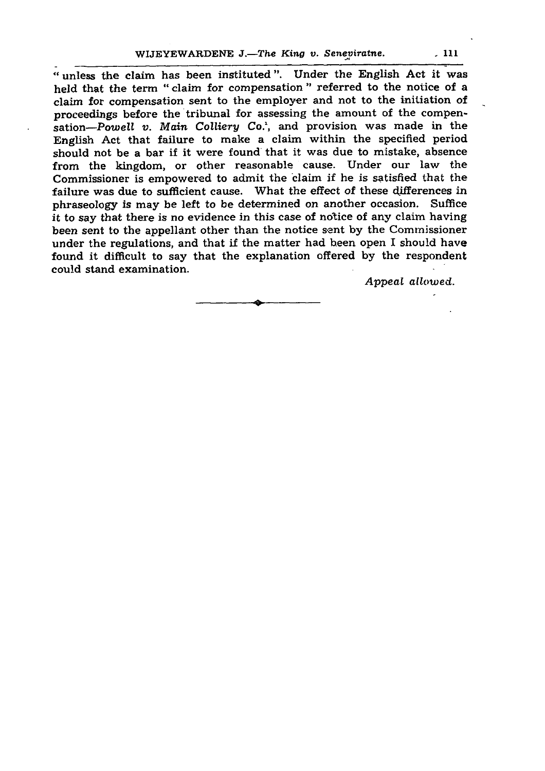" unless the claim has been instituted ". Under the English Act it was held that the term " claim for compensation " referred to the notice of a claim for compensation sent to the employer and not to the initiation of proceedings before the tribunal for assessing the amount of the compensation—*Powell v. Main Colliery Co.*[1], and provision was made in the English Act that failure to make a claim within the specified period should not be a bar if it were found that it was due to mistake, absence from the kingdom, or other reasonable cause. Under our law the Commissioner is empowered to admit the claim if he is satisfied that the failure was due to sufficient cause. What the effect of these differences in phraseology is may be left to be determined on another occasion. Suffice it to say that there is no evidence in this case of notice of any claim having been sent to the appellant other than the notice sent by the Commissioner under the regulations, and that if the matter had been open I should have found it difficult to say that the explanation offered by the respondent could stand examination.

*Appeal allowed.*